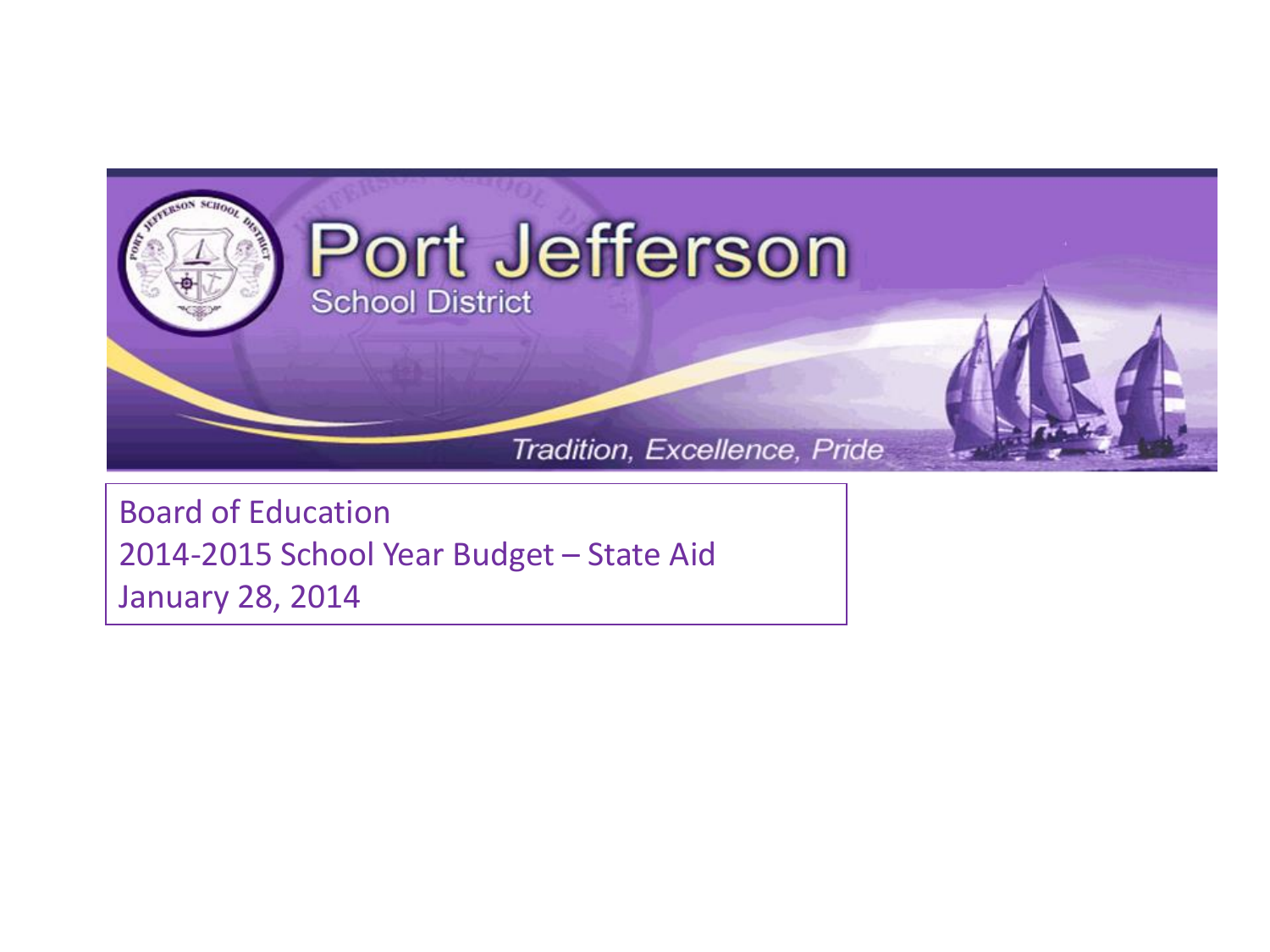# Port Jefferson

School District

*Tradition, Excellence, Pride*

Board of Education
2014-2015 School Year Budget – State Aid
January 28, 2014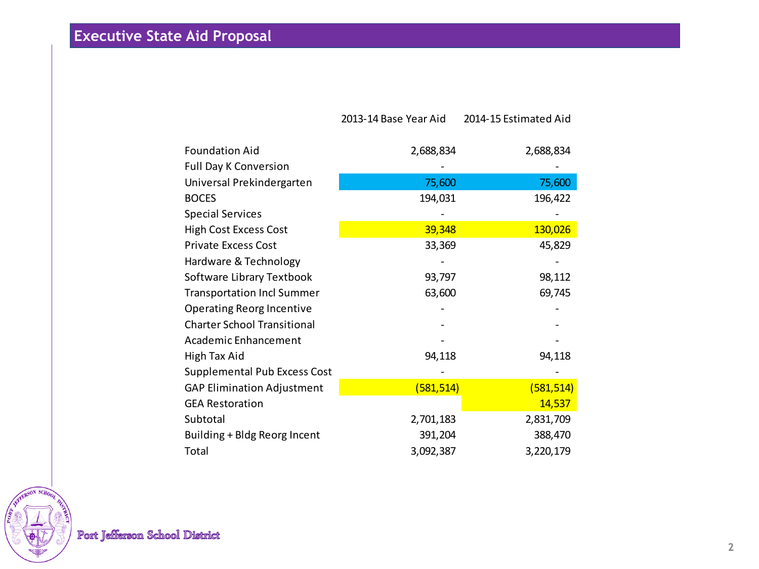## Executive State Aid Proposal

| | 2013-14 Base Year Aid | 2014-15 Estimated Aid |
|---|---|---|
| Foundation Aid | 2,688,834 | 2,688,834 |
| Full Day K Conversion | - | - |
| Universal Prekindergarten | 75,600 | 75,600 |
| BOCES | 194,031 | 196,422 |
| Special Services | - | - |
| High Cost Excess Cost | 39,348 | 130,026 |
| Private Excess Cost | 33,369 | 45,829 |
| Hardware & Technology | - | - |
| Software Library Textbook | 93,797 | 98,112 |
| Transportation Incl Summer | 63,600 | 69,745 |
| Operating Reorg Incentive | - | - |
| Charter School Transitional | - | - |
| Academic Enhancement | - | - |
| High Tax Aid | 94,118 | 94,118 |
| Supplemental Pub Excess Cost | - | - |
| GAP Elimination Adjustment | (581,514) | (581,514) |
| GEA Restoration | | 14,537 |
| Subtotal | 2,701,183 | 2,831,709 |
| Building + Bldg Reorg Incent | 391,204 | 388,470 |
| Total | 3,092,387 | 3,220,179 |

Port Jefferson School District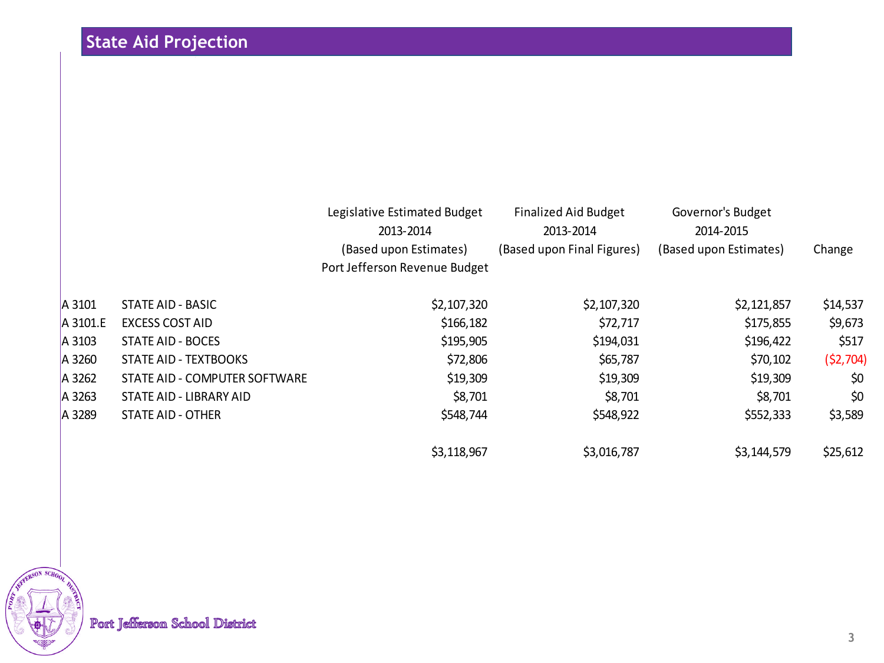## State Aid Projection

| | | Legislative Estimated Budget 2013-2014 (Based upon Estimates) Port Jefferson Revenue Budget | Finalized Aid Budget 2013-2014 (Based upon Final Figures) | Governor's Budget 2014-2015 (Based upon Estimates) | Change |
|---|---|---|---|---|---|
| A 3101 | STATE AID - BASIC | $2,107,320 | $2,107,320 | $2,121,857 | $14,537 |
| A 3101.E | EXCESS COST AID | $166,182 | $72,717 | $175,855 | $9,673 |
| A 3103 | STATE AID - BOCES | $195,905 | $194,031 | $196,422 | $517 |
| A 3260 | STATE AID - TEXTBOOKS | $72,806 | $65,787 | $70,102 | ($2,704) |
| A 3262 | STATE AID - COMPUTER SOFTWARE | $19,309 | $19,309 | $19,309 | $0 |
| A 3263 | STATE AID - LIBRARY AID | $8,701 | $8,701 | $8,701 | $0 |
| A 3289 | STATE AID - OTHER | $548,744 | $548,922 | $552,333 | $3,589 |
| | | $3,118,967 | $3,016,787 | $3,144,579 | $25,612 |

Port Jefferson School District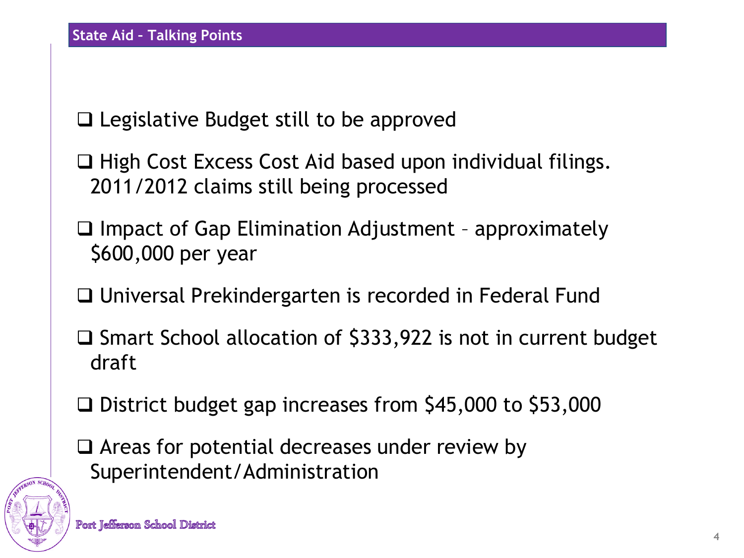## State Aid – Talking Points

- Legislative Budget still to be approved
- High Cost Excess Cost Aid based upon individual filings. 2011/2012 claims still being processed
- Impact of Gap Elimination Adjustment – approximately $600,000 per year
- Universal Prekindergarten is recorded in Federal Fund
- Smart School allocation of $333,922 is not in current budget draft
- District budget gap increases from $45,000 to $53,000
- Areas for potential decreases under review by Superintendent/Administration

Port Jefferson School District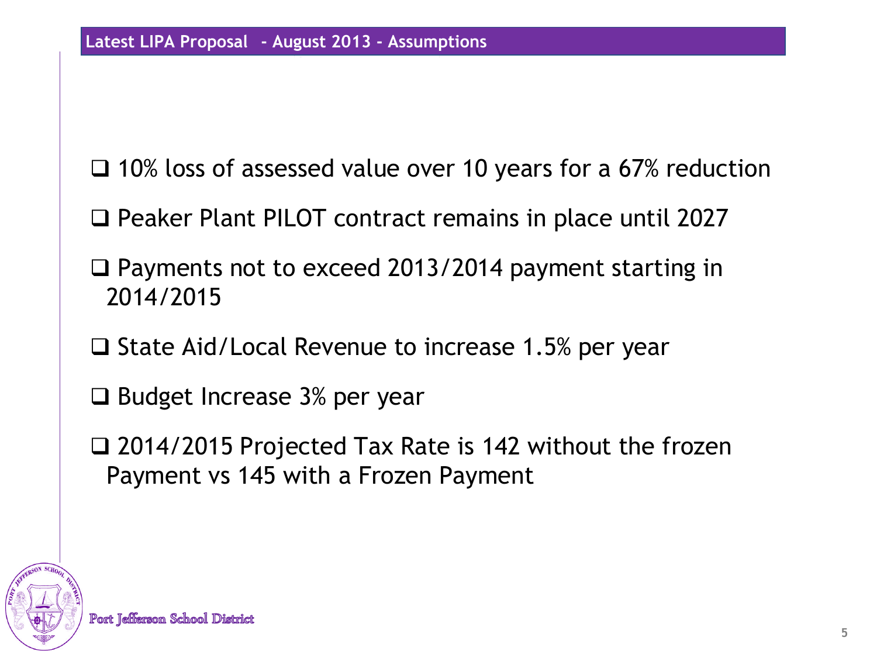## Latest LIPA Proposal - August 2013 - Assumptions

- 10% loss of assessed value over 10 years for a 67% reduction
- Peaker Plant PILOT contract remains in place until 2027
- Payments not to exceed 2013/2014 payment starting in 2014/2015
- State Aid/Local Revenue to increase 1.5% per year
- Budget Increase 3% per year
- 2014/2015 Projected Tax Rate is 142 without the frozen Payment vs 145 with a Frozen Payment

Port Jefferson School District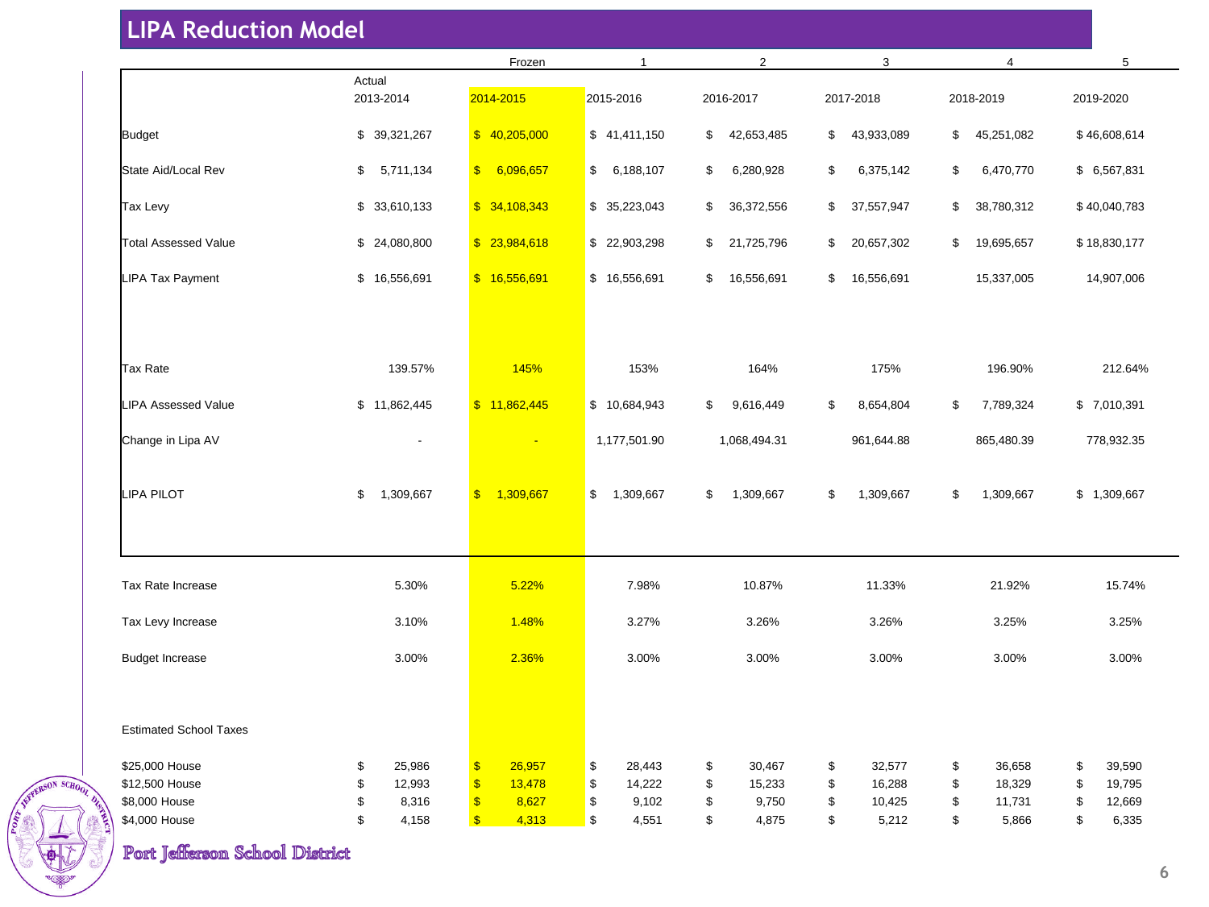# LIPA Reduction Model

| | Actual 2013-2014 | Frozen 2014-2015 | 1 2015-2016 | 2 2016-2017 | 3 2017-2018 | 4 2018-2019 | 5 2019-2020 |
|---|---|---|---|---|---|---|---|
| Budget | $ 39,321,267 | $ 40,205,000 | $ 41,411,150 | $ 42,653,485 | $ 43,933,089 | $ 45,251,082 | $ 46,608,614 |
| State Aid/Local Rev | $ 5,711,134 | $ 6,096,657 | $ 6,188,107 | $ 6,280,928 | $ 6,375,142 | $ 6,470,770 | $ 6,567,831 |
| Tax Levy | $ 33,610,133 | $ 34,108,343 | $ 35,223,043 | $ 36,372,556 | $ 37,557,947 | $ 38,780,312 | $ 40,040,783 |
| Total Assessed Value | $ 24,080,800 | $ 23,984,618 | $ 22,903,298 | $ 21,725,796 | $ 20,657,302 | $ 19,695,657 | $ 18,830,177 |
| LIPA Tax Payment | $ 16,556,691 | $ 16,556,691 | $ 16,556,691 | $ 16,556,691 | $ 16,556,691 | 15,337,005 | 14,907,006 |
| Tax Rate | 139.57% | 145% | 153% | 164% | 175% | 196.90% | 212.64% |
| LIPA Assessed Value | $ 11,862,445 | $ 11,862,445 | $ 10,684,943 | $ 9,616,449 | $ 8,654,804 | $ 7,789,324 | $ 7,010,391 |
| Change in Lipa AV | - | - | 1,177,501.90 | 1,068,494.31 | 961,644.88 | 865,480.39 | 778,932.35 |
| LIPA PILOT | $ 1,309,667 | $ 1,309,667 | $ 1,309,667 | $ 1,309,667 | $ 1,309,667 | $ 1,309,667 | $ 1,309,667 |
| Tax Rate Increase | 5.30% | 5.22% | 7.98% | 10.87% | 11.33% | 21.92% | 15.74% |
| Tax Levy Increase | 3.10% | 1.48% | 3.27% | 3.26% | 3.26% | 3.25% | 3.25% |
| Budget Increase | 3.00% | 2.36% | 3.00% | 3.00% | 3.00% | 3.00% | 3.00% |
| Estimated School Taxes | | | | | | | |
| $25,000 House | $ 25,986 | $ 26,957 | $ 28,443 | $ 30,467 | $ 32,577 | $ 36,658 | $ 39,590 |
| $12,500 House | $ 12,993 | $ 13,478 | $ 14,222 | $ 15,233 | $ 16,288 | $ 18,329 | $ 19,795 |
| $8,000 House | $ 8,316 | $ 8,627 | $ 9,102 | $ 9,750 | $ 10,425 | $ 11,731 | $ 12,669 |
| $4,000 House | $ 4,158 | $ 4,313 | $ 4,551 | $ 4,875 | $ 5,212 | $ 5,866 | $ 6,335 |

Port Jefferson School District